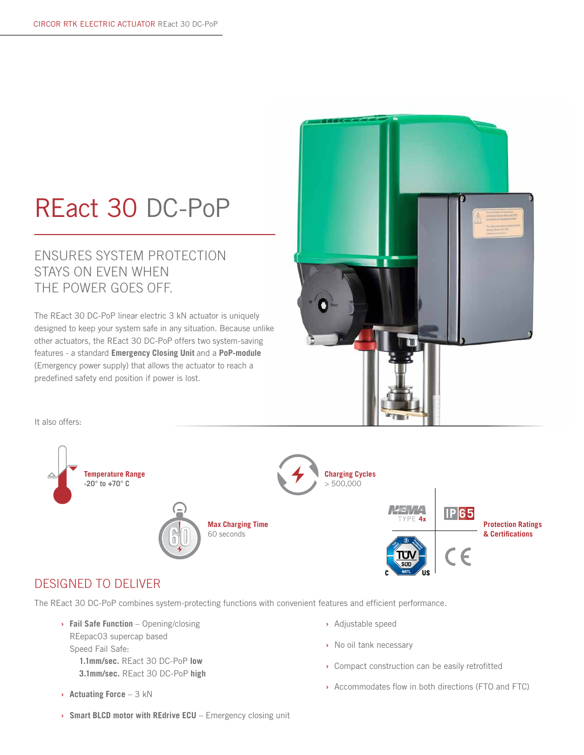# REact 30 DC-PoP

## ENSURES SYSTEM PROTECTION STAYS ON EVEN WHEN THE POWER GOES OFF.

The REact 30 DC-PoP linear electric 3 kN actuator is uniquely designed to keep your system safe in any situation. Because unlike other actuators, the REact 30 DC-PoP offers two system-saving features - a standard **Emergency Closing Unit** and a **PoP-module** (Emergency power supply) that allows the actuator to reach a predefined safety end position if power is lost.

It also offers:

**Temperature Range**
**-20° to +70° C**

**Charging Cycles**
> 500,000

**Max Charging Time**
60 seconds

**Protection Ratings & Certifications**
NEMA TYPE 4x, IP65, TÜV SÜD C US, CE

## DESIGNED TO DELIVER

The REact 30 DC-PoP combines system-protecting functions with convenient features and efficient performance.

- **Fail Safe Function** – Opening/closing
  REepac03 supercap based
  Speed Fail Safe:
  **1.1mm/sec.** REact 30 DC-PoP **low**
  **3.1mm/sec.** REact 30 DC-PoP **high**
- **Actuating Force** – 3 kN
- **Smart BLCD motor with REdrive ECU** – Emergency closing unit
- Adjustable speed
- No oil tank necessary
- Compact construction can be easily retrofitted
- Accommodates flow in both directions (FTO and FTC)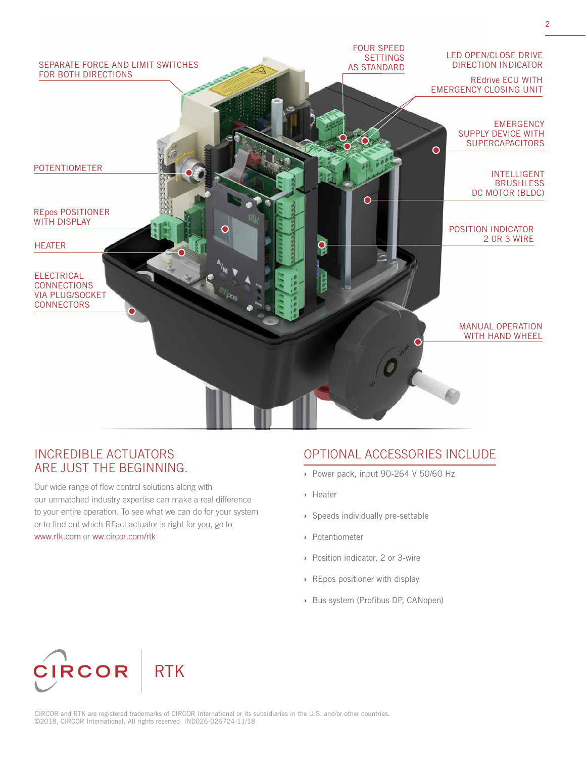SEPARATE FORCE AND LIMIT SWITCHES FOR BOTH DIRECTIONS

FOUR SPEED SETTINGS AS STANDARD

LED OPEN/CLOSE DRIVE DIRECTION INDICATOR

REdrive ECU WITH EMERGENCY CLOSING UNIT

EMERGENCY SUPPLY DEVICE WITH SUPERCAPACITORS

POTENTIOMETER

INTELLIGENT BRUSHLESS DC MOTOR (BLDC)

REpos POSITIONER WITH DISPLAY

POSITION INDICATOR 2 OR 3 WIRE

HEATER

ELECTRICAL CONNECTIONS VIA PLUG/SOCKET CONNECTORS

MANUAL OPERATION WITH HAND WHEEL

## INCREDIBLE ACTUATORS ARE JUST THE BEGINNING.

Our wide range of flow control solutions along with our unmatched industry expertise can make a real difference to your entire operation. To see what we can do for your system or to find out which REact actuator is right for you, go to www.rtk.com or ww.circor.com/rtk

## OPTIONAL ACCESSORIES INCLUDE

- Power pack, input 90-264 V 50/60 Hz
- Heater
- Speeds individually pre-settable
- Potentiometer
- Position indicator, 2 or 3-wire
- REpos positioner with display
- Bus system (Profibus DP, CANopen)

CIRCOR RTK

CIRCOR and RTK are registered trademarks of CIRCOR International or its subsidiaries in the U.S. and/or other countries.
©2018, CIRCOR International. All rights reserved. IND026-026724-11/18